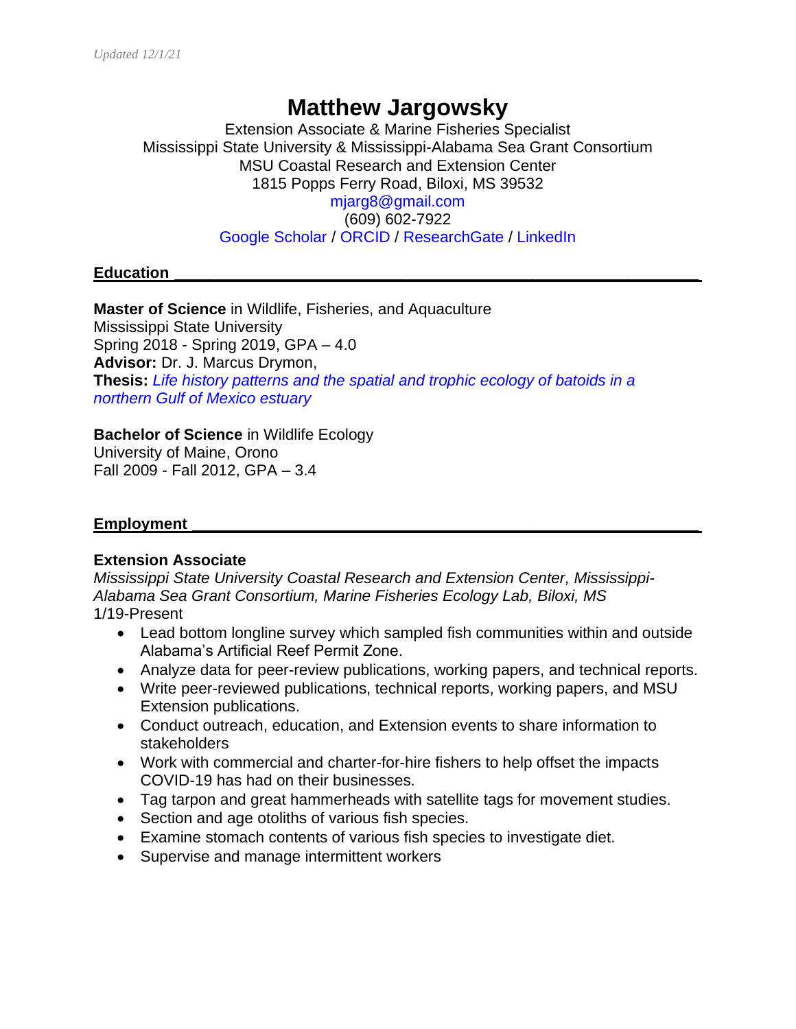Updated 12/1/21

# Matthew Jargowsky

Extension Associate & Marine Fisheries Specialist
Mississippi State University & Mississippi-Alabama Sea Grant Consortium
MSU Coastal Research and Extension Center
1815 Popps Ferry Road, Biloxi, MS 39532
mjarg8@gmail.com
(609) 602-7922
Google Scholar / ORCID / ResearchGate / LinkedIn

## Education

**Master of Science** in Wildlife, Fisheries, and Aquaculture
Mississippi State University
Spring 2018 - Spring 2019, GPA – 4.0
**Advisor:** Dr. J. Marcus Drymon,
**Thesis:** *Life history patterns and the spatial and trophic ecology of batoids in a northern Gulf of Mexico estuary*

**Bachelor of Science** in Wildlife Ecology
University of Maine, Orono
Fall 2009 - Fall 2012, GPA – 3.4

## Employment

**Extension Associate**
*Mississippi State University Coastal Research and Extension Center, Mississippi-Alabama Sea Grant Consortium, Marine Fisheries Ecology Lab, Biloxi, MS*
1/19-Present

- Lead bottom longline survey which sampled fish communities within and outside Alabama's Artificial Reef Permit Zone.
- Analyze data for peer-review publications, working papers, and technical reports.
- Write peer-reviewed publications, technical reports, working papers, and MSU Extension publications.
- Conduct outreach, education, and Extension events to share information to stakeholders
- Work with commercial and charter-for-hire fishers to help offset the impacts COVID-19 has had on their businesses.
- Tag tarpon and great hammerheads with satellite tags for movement studies.
- Section and age otoliths of various fish species.
- Examine stomach contents of various fish species to investigate diet.
- Supervise and manage intermittent workers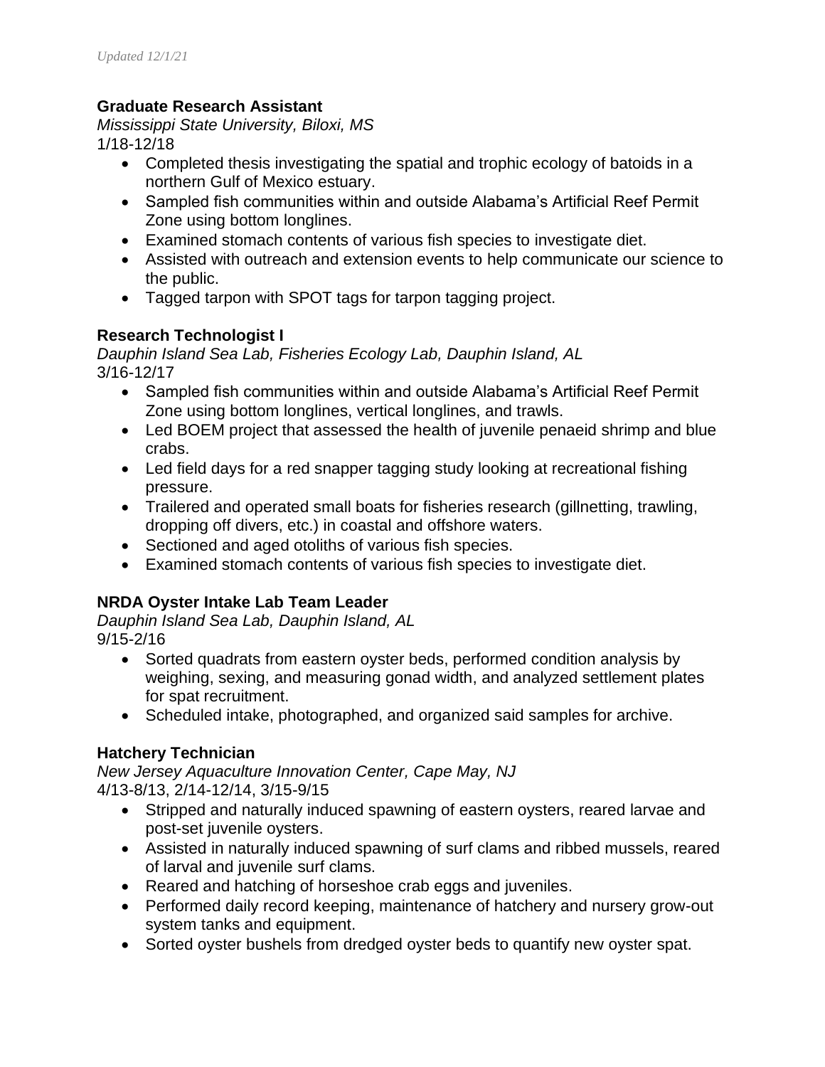*Updated 12/1/21*

**Graduate Research Assistant**
*Mississippi State University, Biloxi, MS*
1/18-12/18

- Completed thesis investigating the spatial and trophic ecology of batoids in a northern Gulf of Mexico estuary.
- Sampled fish communities within and outside Alabama's Artificial Reef Permit Zone using bottom longlines.
- Examined stomach contents of various fish species to investigate diet.
- Assisted with outreach and extension events to help communicate our science to the public.
- Tagged tarpon with SPOT tags for tarpon tagging project.

**Research Technologist I**
*Dauphin Island Sea Lab, Fisheries Ecology Lab, Dauphin Island, AL*
3/16-12/17

- Sampled fish communities within and outside Alabama's Artificial Reef Permit Zone using bottom longlines, vertical longlines, and trawls.
- Led BOEM project that assessed the health of juvenile penaeid shrimp and blue crabs.
- Led field days for a red snapper tagging study looking at recreational fishing pressure.
- Trailered and operated small boats for fisheries research (gillnetting, trawling, dropping off divers, etc.) in coastal and offshore waters.
- Sectioned and aged otoliths of various fish species.
- Examined stomach contents of various fish species to investigate diet.

**NRDA Oyster Intake Lab Team Leader**
*Dauphin Island Sea Lab, Dauphin Island, AL*
9/15-2/16

- Sorted quadrats from eastern oyster beds, performed condition analysis by weighing, sexing, and measuring gonad width, and analyzed settlement plates for spat recruitment.
- Scheduled intake, photographed, and organized said samples for archive.

**Hatchery Technician**
*New Jersey Aquaculture Innovation Center, Cape May, NJ*
4/13-8/13, 2/14-12/14, 3/15-9/15

- Stripped and naturally induced spawning of eastern oysters, reared larvae and post-set juvenile oysters.
- Assisted in naturally induced spawning of surf clams and ribbed mussels, reared of larval and juvenile surf clams.
- Reared and hatching of horseshoe crab eggs and juveniles.
- Performed daily record keeping, maintenance of hatchery and nursery grow-out system tanks and equipment.
- Sorted oyster bushels from dredged oyster beds to quantify new oyster spat.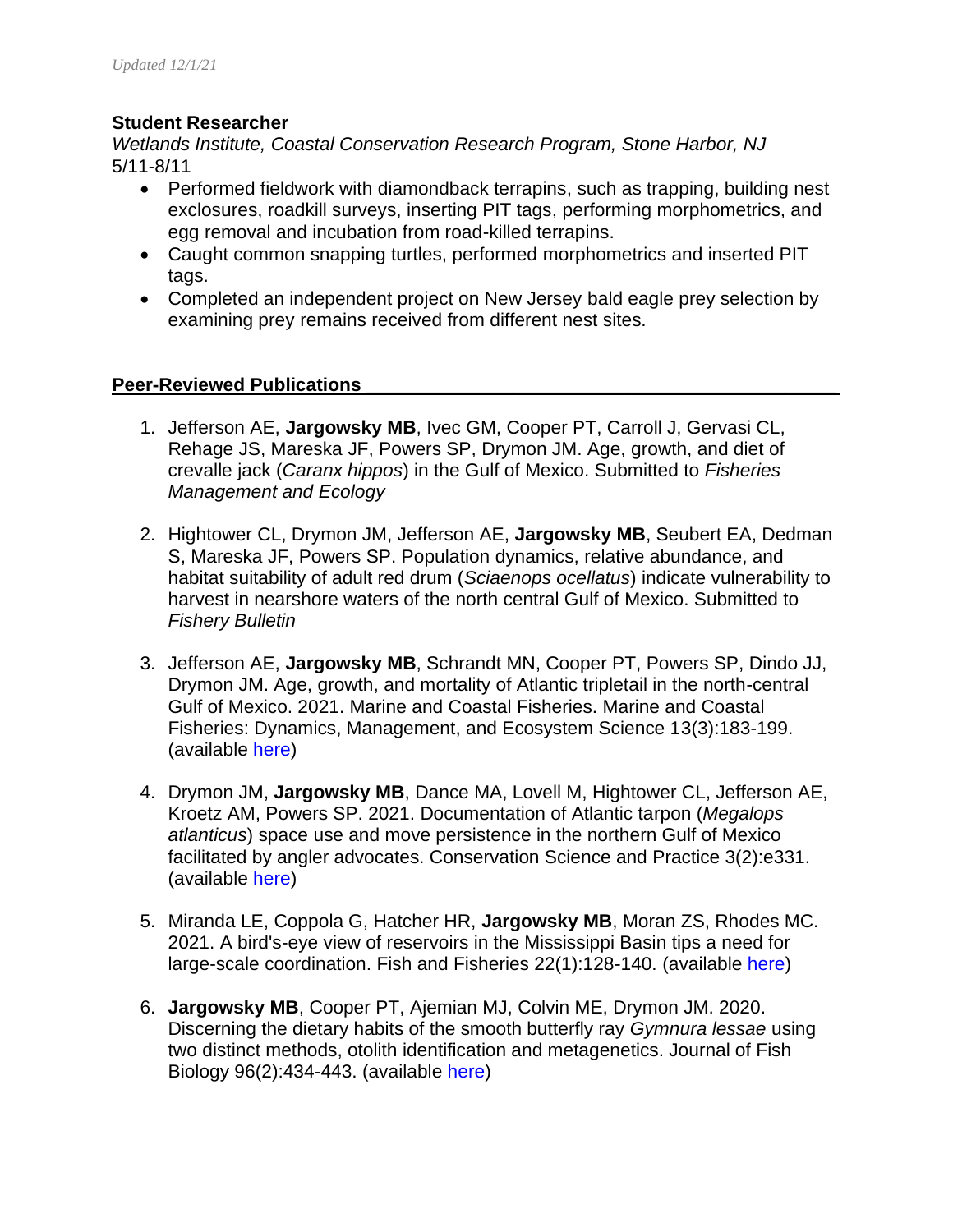*Updated 12/1/21*

**Student Researcher**
*Wetlands Institute, Coastal Conservation Research Program, Stone Harbor, NJ*
5/11-8/11

- Performed fieldwork with diamondback terrapins, such as trapping, building nest exclosures, roadkill surveys, inserting PIT tags, performing morphometrics, and egg removal and incubation from road-killed terrapins.
- Caught common snapping turtles, performed morphometrics and inserted PIT tags.
- Completed an independent project on New Jersey bald eagle prey selection by examining prey remains received from different nest sites.

## Peer-Reviewed Publications

1. Jefferson AE, **Jargowsky MB**, Ivec GM, Cooper PT, Carroll J, Gervasi CL, Rehage JS, Mareska JF, Powers SP, Drymon JM. Age, growth, and diet of crevalle jack (*Caranx hippos*) in the Gulf of Mexico. Submitted to *Fisheries Management and Ecology*

2. Hightower CL, Drymon JM, Jefferson AE, **Jargowsky MB**, Seubert EA, Dedman S, Mareska JF, Powers SP. Population dynamics, relative abundance, and habitat suitability of adult red drum (*Sciaenops ocellatus*) indicate vulnerability to harvest in nearshore waters of the north central Gulf of Mexico. Submitted to *Fishery Bulletin*

3. Jefferson AE, **Jargowsky MB**, Schrandt MN, Cooper PT, Powers SP, Dindo JJ, Drymon JM. Age, growth, and mortality of Atlantic tripletail in the north-central Gulf of Mexico. 2021. Marine and Coastal Fisheries. Marine and Coastal Fisheries: Dynamics, Management, and Ecosystem Science 13(3):183-199. (available here)

4. Drymon JM, **Jargowsky MB**, Dance MA, Lovell M, Hightower CL, Jefferson AE, Kroetz AM, Powers SP. 2021. Documentation of Atlantic tarpon (*Megalops atlanticus*) space use and move persistence in the northern Gulf of Mexico facilitated by angler advocates. Conservation Science and Practice 3(2):e331. (available here)

5. Miranda LE, Coppola G, Hatcher HR, **Jargowsky MB**, Moran ZS, Rhodes MC. 2021. A bird's-eye view of reservoirs in the Mississippi Basin tips a need for large-scale coordination. Fish and Fisheries 22(1):128-140. (available here)

6. **Jargowsky MB**, Cooper PT, Ajemian MJ, Colvin ME, Drymon JM. 2020. Discerning the dietary habits of the smooth butterfly ray *Gymnura lessae* using two distinct methods, otolith identification and metagenetics. Journal of Fish Biology 96(2):434-443. (available here)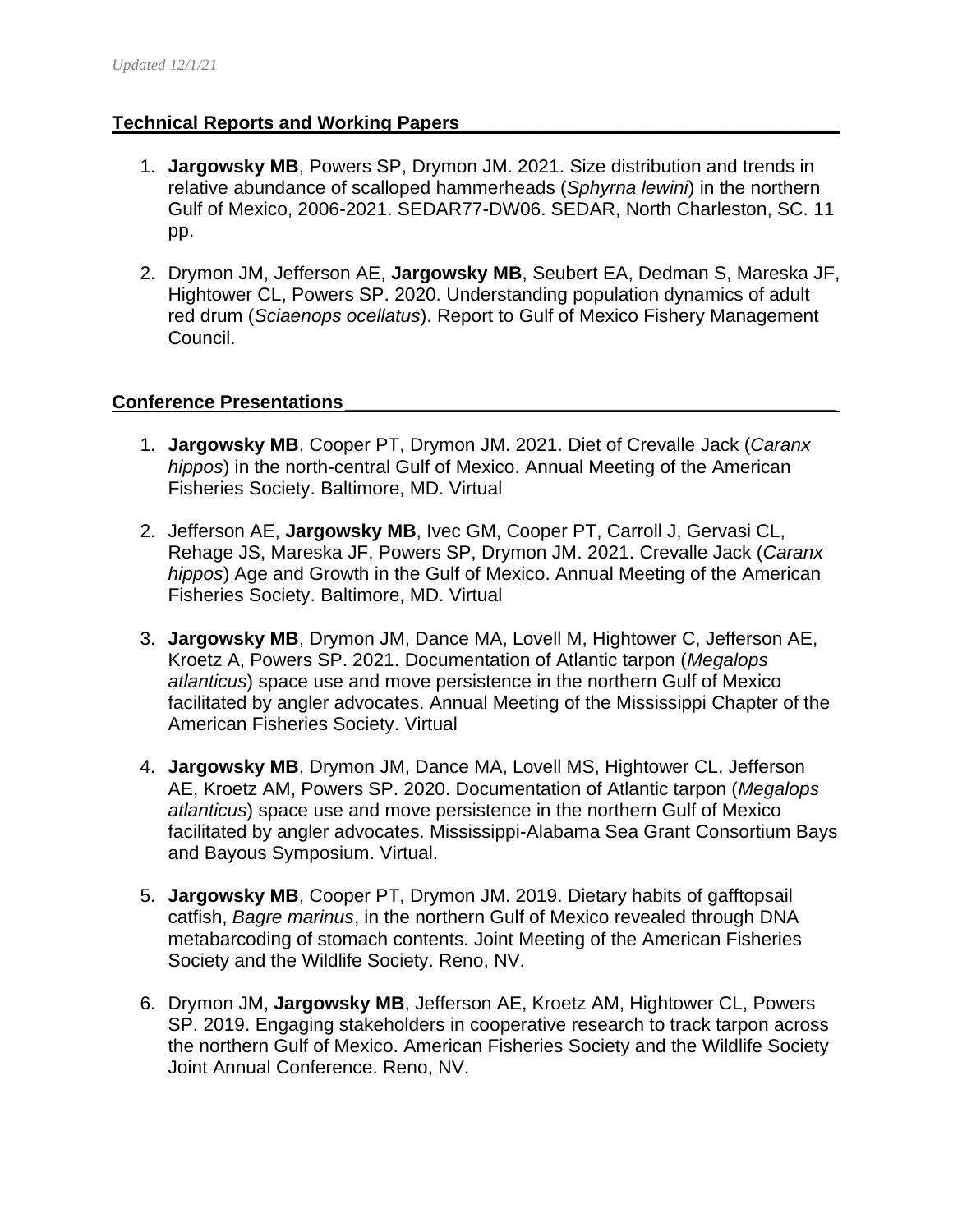## Technical Reports and Working Papers

1. **Jargowsky MB**, Powers SP, Drymon JM. 2021. Size distribution and trends in relative abundance of scalloped hammerheads (*Sphyrna lewini*) in the northern Gulf of Mexico, 2006-2021. SEDAR77-DW06. SEDAR, North Charleston, SC. 11 pp.

2. Drymon JM, Jefferson AE, **Jargowsky MB**, Seubert EA, Dedman S, Mareska JF, Hightower CL, Powers SP. 2020. Understanding population dynamics of adult red drum (*Sciaenops ocellatus*). Report to Gulf of Mexico Fishery Management Council.

## Conference Presentations

1. **Jargowsky MB**, Cooper PT, Drymon JM. 2021. Diet of Crevalle Jack (*Caranx hippos*) in the north-central Gulf of Mexico. Annual Meeting of the American Fisheries Society. Baltimore, MD. Virtual

2. Jefferson AE, **Jargowsky MB**, Ivec GM, Cooper PT, Carroll J, Gervasi CL, Rehage JS, Mareska JF, Powers SP, Drymon JM. 2021. Crevalle Jack (*Caranx hippos*) Age and Growth in the Gulf of Mexico. Annual Meeting of the American Fisheries Society. Baltimore, MD. Virtual

3. **Jargowsky MB**, Drymon JM, Dance MA, Lovell M, Hightower C, Jefferson AE, Kroetz A, Powers SP. 2021. Documentation of Atlantic tarpon (*Megalops atlanticus*) space use and move persistence in the northern Gulf of Mexico facilitated by angler advocates. Annual Meeting of the Mississippi Chapter of the American Fisheries Society. Virtual

4. **Jargowsky MB**, Drymon JM, Dance MA, Lovell MS, Hightower CL, Jefferson AE, Kroetz AM, Powers SP. 2020. Documentation of Atlantic tarpon (*Megalops atlanticus*) space use and move persistence in the northern Gulf of Mexico facilitated by angler advocates. Mississippi-Alabama Sea Grant Consortium Bays and Bayous Symposium. Virtual.

5. **Jargowsky MB**, Cooper PT, Drymon JM. 2019. Dietary habits of gafftopsail catfish, *Bagre marinus*, in the northern Gulf of Mexico revealed through DNA metabarcoding of stomach contents. Joint Meeting of the American Fisheries Society and the Wildlife Society. Reno, NV.

6. Drymon JM, **Jargowsky MB**, Jefferson AE, Kroetz AM, Hightower CL, Powers SP. 2019. Engaging stakeholders in cooperative research to track tarpon across the northern Gulf of Mexico. American Fisheries Society and the Wildlife Society Joint Annual Conference. Reno, NV.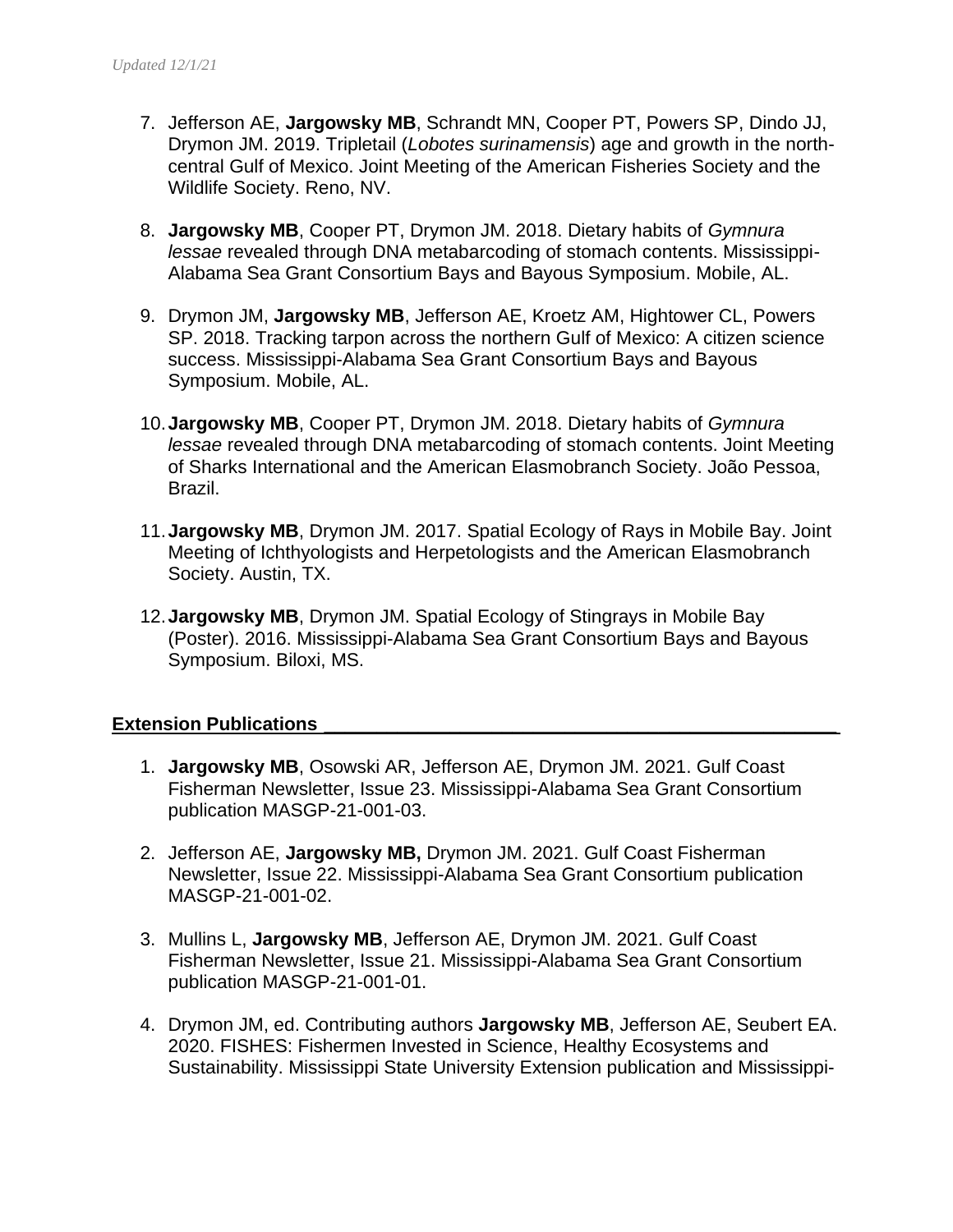7. Jefferson AE, **Jargowsky MB**, Schrandt MN, Cooper PT, Powers SP, Dindo JJ, Drymon JM. 2019. Tripletail (*Lobotes surinamensis*) age and growth in the north-central Gulf of Mexico. Joint Meeting of the American Fisheries Society and the Wildlife Society. Reno, NV.

8. **Jargowsky MB**, Cooper PT, Drymon JM. 2018. Dietary habits of *Gymnura lessae* revealed through DNA metabarcoding of stomach contents. Mississippi-Alabama Sea Grant Consortium Bays and Bayous Symposium. Mobile, AL.

9. Drymon JM, **Jargowsky MB**, Jefferson AE, Kroetz AM, Hightower CL, Powers SP. 2018. Tracking tarpon across the northern Gulf of Mexico: A citizen science success. Mississippi-Alabama Sea Grant Consortium Bays and Bayous Symposium. Mobile, AL.

10. **Jargowsky MB**, Cooper PT, Drymon JM. 2018. Dietary habits of *Gymnura lessae* revealed through DNA metabarcoding of stomach contents. Joint Meeting of Sharks International and the American Elasmobranch Society. João Pessoa, Brazil.

11. **Jargowsky MB**, Drymon JM. 2017. Spatial Ecology of Rays in Mobile Bay. Joint Meeting of Ichthyologists and Herpetologists and the American Elasmobranch Society. Austin, TX.

12. **Jargowsky MB**, Drymon JM. Spatial Ecology of Stingrays in Mobile Bay (Poster). 2016. Mississippi-Alabama Sea Grant Consortium Bays and Bayous Symposium. Biloxi, MS.

## Extension Publications

1. **Jargowsky MB**, Osowski AR, Jefferson AE, Drymon JM. 2021. Gulf Coast Fisherman Newsletter, Issue 23. Mississippi-Alabama Sea Grant Consortium publication MASGP-21-001-03.

2. Jefferson AE, **Jargowsky MB,** Drymon JM. 2021. Gulf Coast Fisherman Newsletter, Issue 22. Mississippi-Alabama Sea Grant Consortium publication MASGP-21-001-02.

3. Mullins L, **Jargowsky MB**, Jefferson AE, Drymon JM. 2021. Gulf Coast Fisherman Newsletter, Issue 21. Mississippi-Alabama Sea Grant Consortium publication MASGP-21-001-01.

4. Drymon JM, ed. Contributing authors **Jargowsky MB**, Jefferson AE, Seubert EA. 2020. FISHES: Fishermen Invested in Science, Healthy Ecosystems and Sustainability. Mississippi State University Extension publication and Mississippi-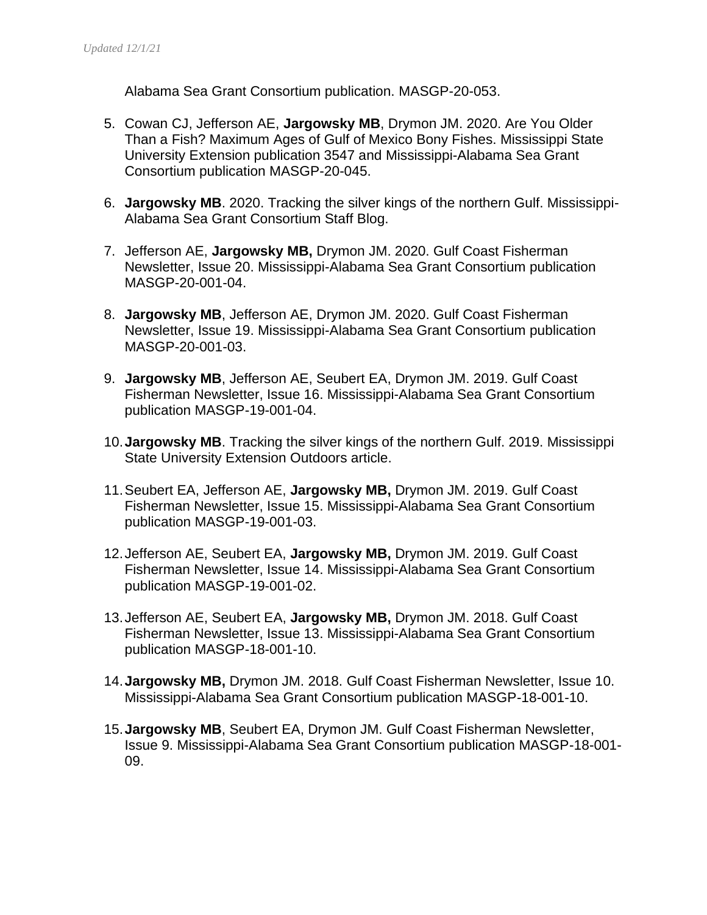Alabama Sea Grant Consortium publication. MASGP-20-053.

5. Cowan CJ, Jefferson AE, **Jargowsky MB**, Drymon JM. 2020. Are You Older Than a Fish? Maximum Ages of Gulf of Mexico Bony Fishes. Mississippi State University Extension publication 3547 and Mississippi-Alabama Sea Grant Consortium publication MASGP-20-045.

6. **Jargowsky MB**. 2020. Tracking the silver kings of the northern Gulf. Mississippi-Alabama Sea Grant Consortium Staff Blog.

7. Jefferson AE, **Jargowsky MB,** Drymon JM. 2020. Gulf Coast Fisherman Newsletter, Issue 20. Mississippi-Alabama Sea Grant Consortium publication MASGP-20-001-04.

8. **Jargowsky MB**, Jefferson AE, Drymon JM. 2020. Gulf Coast Fisherman Newsletter, Issue 19. Mississippi-Alabama Sea Grant Consortium publication MASGP-20-001-03.

9. **Jargowsky MB**, Jefferson AE, Seubert EA, Drymon JM. 2019. Gulf Coast Fisherman Newsletter, Issue 16. Mississippi-Alabama Sea Grant Consortium publication MASGP-19-001-04.

10. **Jargowsky MB**. Tracking the silver kings of the northern Gulf. 2019. Mississippi State University Extension Outdoors article.

11. Seubert EA, Jefferson AE, **Jargowsky MB,** Drymon JM. 2019. Gulf Coast Fisherman Newsletter, Issue 15. Mississippi-Alabama Sea Grant Consortium publication MASGP-19-001-03.

12. Jefferson AE, Seubert EA, **Jargowsky MB,** Drymon JM. 2019. Gulf Coast Fisherman Newsletter, Issue 14. Mississippi-Alabama Sea Grant Consortium publication MASGP-19-001-02.

13. Jefferson AE, Seubert EA, **Jargowsky MB,** Drymon JM. 2018. Gulf Coast Fisherman Newsletter, Issue 13. Mississippi-Alabama Sea Grant Consortium publication MASGP-18-001-10.

14. **Jargowsky MB,** Drymon JM. 2018. Gulf Coast Fisherman Newsletter, Issue 10. Mississippi-Alabama Sea Grant Consortium publication MASGP-18-001-10.

15. **Jargowsky MB**, Seubert EA, Drymon JM. Gulf Coast Fisherman Newsletter, Issue 9. Mississippi-Alabama Sea Grant Consortium publication MASGP-18-001-09.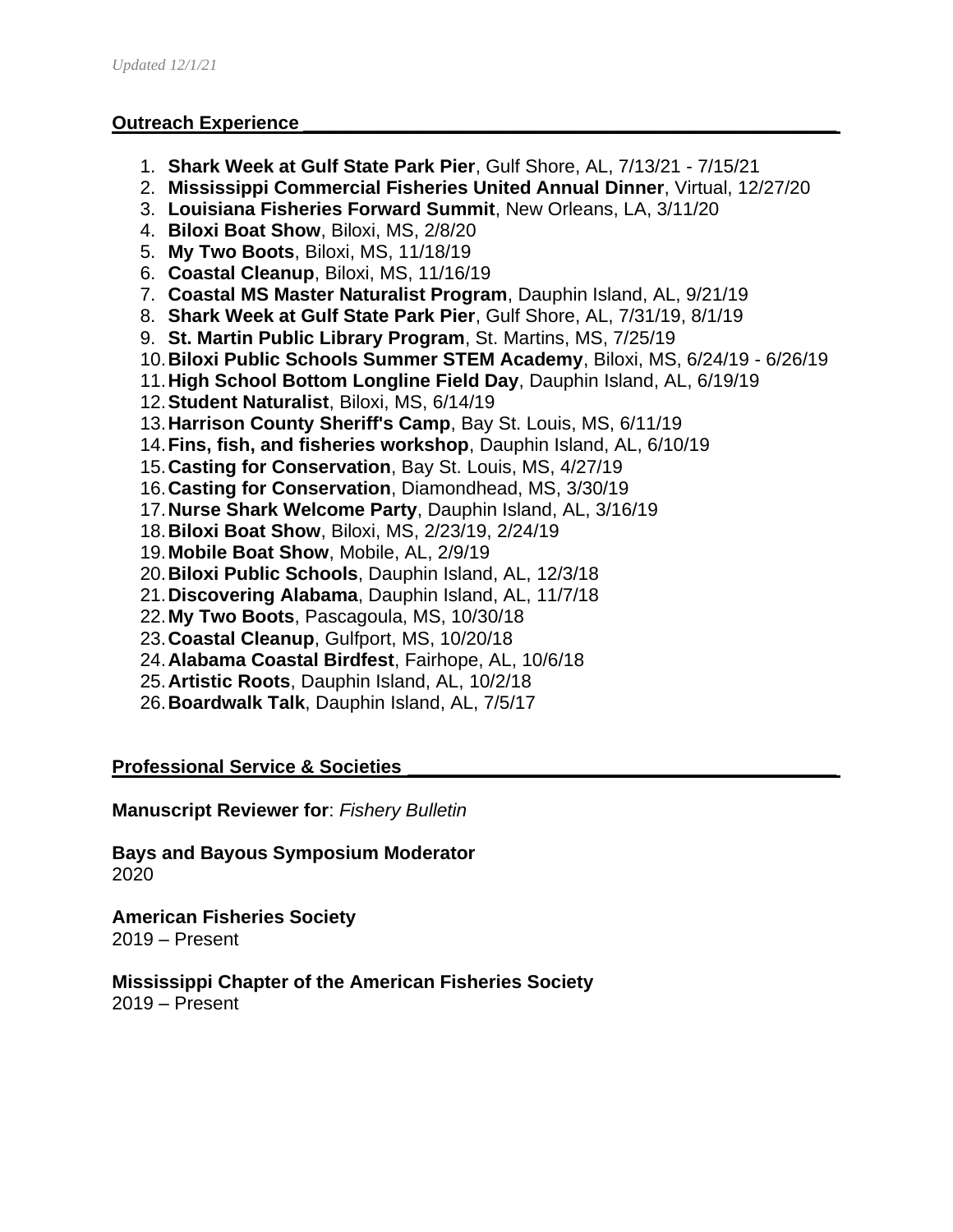*Updated 12/1/21*

## Outreach Experience

1. **Shark Week at Gulf State Park Pier**, Gulf Shore, AL, 7/13/21 - 7/15/21
2. **Mississippi Commercial Fisheries United Annual Dinner**, Virtual, 12/27/20
3. **Louisiana Fisheries Forward Summit**, New Orleans, LA, 3/11/20
4. **Biloxi Boat Show**, Biloxi, MS, 2/8/20
5. **My Two Boots**, Biloxi, MS, 11/18/19
6. **Coastal Cleanup**, Biloxi, MS, 11/16/19
7. **Coastal MS Master Naturalist Program**, Dauphin Island, AL, 9/21/19
8. **Shark Week at Gulf State Park Pier**, Gulf Shore, AL, 7/31/19, 8/1/19
9. **St. Martin Public Library Program**, St. Martins, MS, 7/25/19
10. **Biloxi Public Schools Summer STEM Academy**, Biloxi, MS, 6/24/19 - 6/26/19
11. **High School Bottom Longline Field Day**, Dauphin Island, AL, 6/19/19
12. **Student Naturalist**, Biloxi, MS, 6/14/19
13. **Harrison County Sheriff's Camp**, Bay St. Louis, MS, 6/11/19
14. **Fins, fish, and fisheries workshop**, Dauphin Island, AL, 6/10/19
15. **Casting for Conservation**, Bay St. Louis, MS, 4/27/19
16. **Casting for Conservation**, Diamondhead, MS, 3/30/19
17. **Nurse Shark Welcome Party**, Dauphin Island, AL, 3/16/19
18. **Biloxi Boat Show**, Biloxi, MS, 2/23/19, 2/24/19
19. **Mobile Boat Show**, Mobile, AL, 2/9/19
20. **Biloxi Public Schools**, Dauphin Island, AL, 12/3/18
21. **Discovering Alabama**, Dauphin Island, AL, 11/7/18
22. **My Two Boots**, Pascagoula, MS, 10/30/18
23. **Coastal Cleanup**, Gulfport, MS, 10/20/18
24. **Alabama Coastal Birdfest**, Fairhope, AL, 10/6/18
25. **Artistic Roots**, Dauphin Island, AL, 10/2/18
26. **Boardwalk Talk**, Dauphin Island, AL, 7/5/17

## Professional Service & Societies

**Manuscript Reviewer for**: *Fishery Bulletin*

**Bays and Bayous Symposium Moderator**
2020

**American Fisheries Society**
2019 – Present

**Mississippi Chapter of the American Fisheries Society**
2019 – Present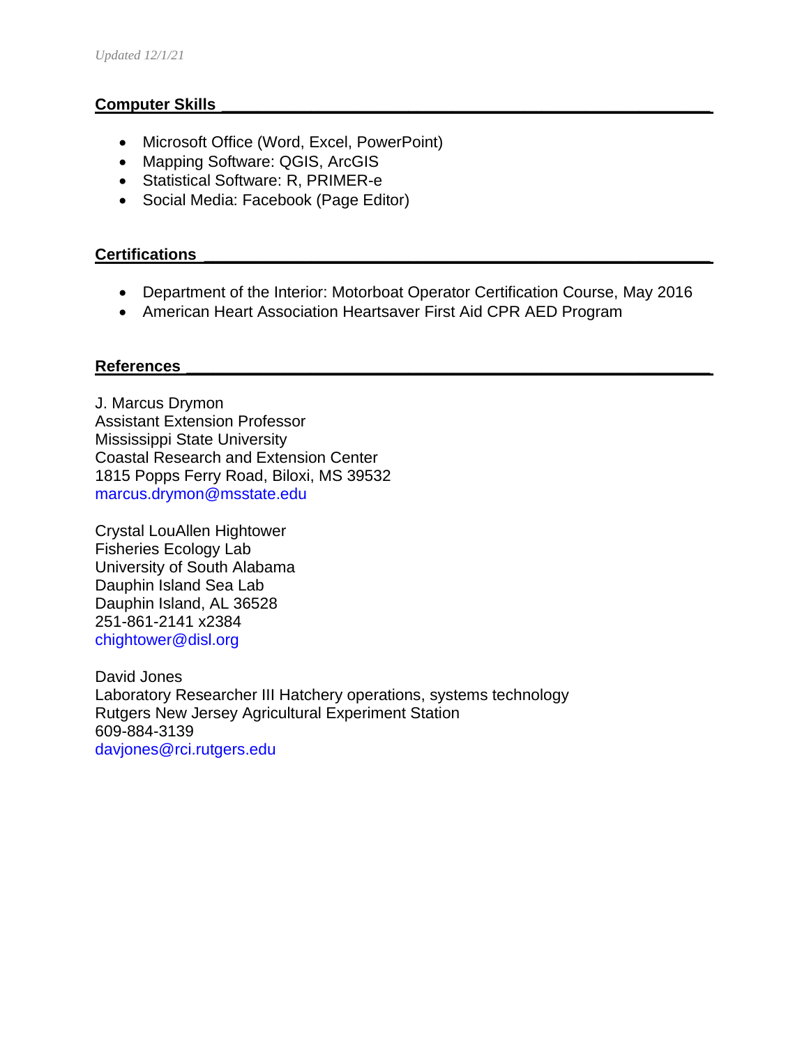## Computer Skills

- Microsoft Office (Word, Excel, PowerPoint)
- Mapping Software: QGIS, ArcGIS
- Statistical Software: R, PRIMER-e
- Social Media: Facebook (Page Editor)

## Certifications

- Department of the Interior: Motorboat Operator Certification Course, May 2016
- American Heart Association Heartsaver First Aid CPR AED Program

## References

J. Marcus Drymon
Assistant Extension Professor
Mississippi State University
Coastal Research and Extension Center
1815 Popps Ferry Road, Biloxi, MS 39532
marcus.drymon@msstate.edu

Crystal LouAllen Hightower
Fisheries Ecology Lab
University of South Alabama
Dauphin Island Sea Lab
Dauphin Island, AL 36528
251-861-2141 x2384
chightower@disl.org

David Jones
Laboratory Researcher III Hatchery operations, systems technology
Rutgers New Jersey Agricultural Experiment Station
609-884-3139
davjones@rci.rutgers.edu